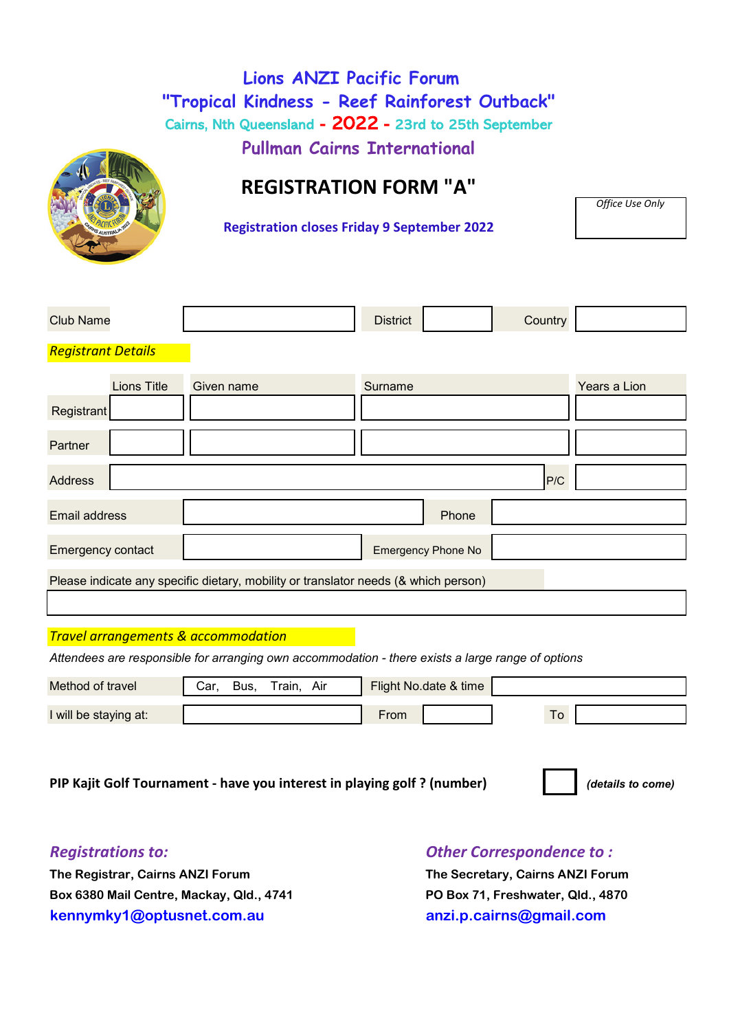# Lions ANZI Pacific Forum

## "Tropical Kindness - Reef Rainforest Outback"

Cairns, Nth Queensland - 2022 - 23rd to 25th September

### Pullman Cairns International

## REGISTRATION FORM "A"

**Registration closes Friday 9 September 2022**

*Office Use Only*

| | | | | | |
|---|---|---|---|---|---|
| Club Name | | District | | Country | |

*Registrant Details*

| | Lions Title | Given name | Surname | Years a Lion |
|---|---|---|---|---|
| Registrant | | | | |
| Partner | | | | |

| | | | |
|---|---|---|---|
| Address | | P/C | |
| Email address | | Phone | |
| Emergency contact | | Emergency Phone No | |

Please indicate any specific dietary, mobility or translator needs (& which person)

*Travel arrangements & accommodation*

*Attendees are responsible for arranging own accommodation - there exists a large range of options*

| | | | | | |
|---|---|---|---|---|---|
| Method of travel | Car, Bus, Train, Air | Flight No.date & time | | | |
| I will be staying at: | | From | | To | |

**PIP Kajit Golf Tournament - have you interest in playing golf ? (number)** ☐ ***(details to come)***

*Registrations to:*

**The Registrar, Cairns ANZI Forum**
**Box 6380 Mail Centre, Mackay, Qld., 4741**
**kennymky1@optusnet.com.au**

*Other Correspondence to :*

**The Secretary, Cairns ANZI Forum**
**PO Box 71, Freshwater, Qld., 4870**
**anzi.p.cairns@gmail.com**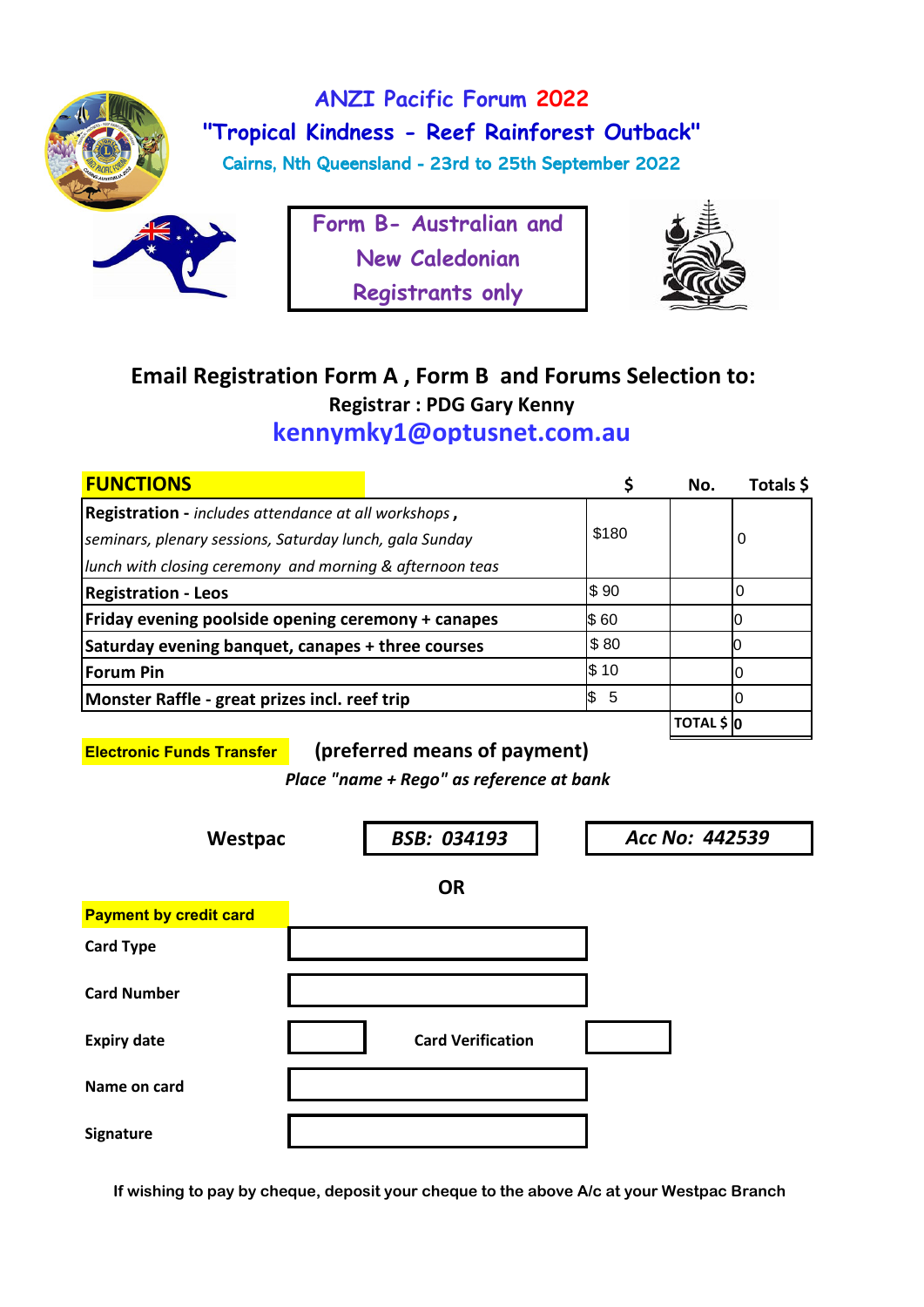# ANZI Pacific Forum 2022

## "Tropical Kindness - Reef Rainforest Outback"

### Cairns, Nth Queensland - 23rd to 25th September 2022

**Form B- Australian and New Caledonian Registrants only**

## Email Registration Form A , Form B and Forums Selection to:

**Registrar : PDG Gary Kenny**

**kennymky1@optusnet.com.au**

| FUNCTIONS | $ | No. | Totals $ |
|---|---|---|---|
| **Registration -** *includes attendance at all workshops , seminars, plenary sessions, Saturday lunch, gala Sunday lunch with closing ceremony and morning & afternoon teas* | $180 | | 0 |
| **Registration - Leos** | $ 90 | | 0 |
| **Friday evening poolside opening ceremony + canapes** | $ 60 | | 0 |
| **Saturday evening banquet, canapes + three courses** | $ 80 | | 0 |
| **Forum Pin** | $ 10 | | 0 |
| **Monster Raffle - great prizes incl. reef trip** | $ 5 | | 0 |
| | | **TOTAL $** | 0 |

**Electronic Funds Transfer** **(preferred means of payment)**

***Place "name + Rego" as reference at bank***

| | | |
|---|---|---|
| **Westpac** | ***BSB: 034193*** | ***Acc No: 442539*** |

**OR**

**Payment by credit card**

| | | | |
|---|---|---|---|
| **Card Type** | | | |
| **Card Number** | | | |
| **Expiry date** | | **Card Verification** | |
| **Name on card** | | | |
| **Signature** | | | |

**If wishing to pay by cheque, deposit your cheque to the above A/c at your Westpac Branch**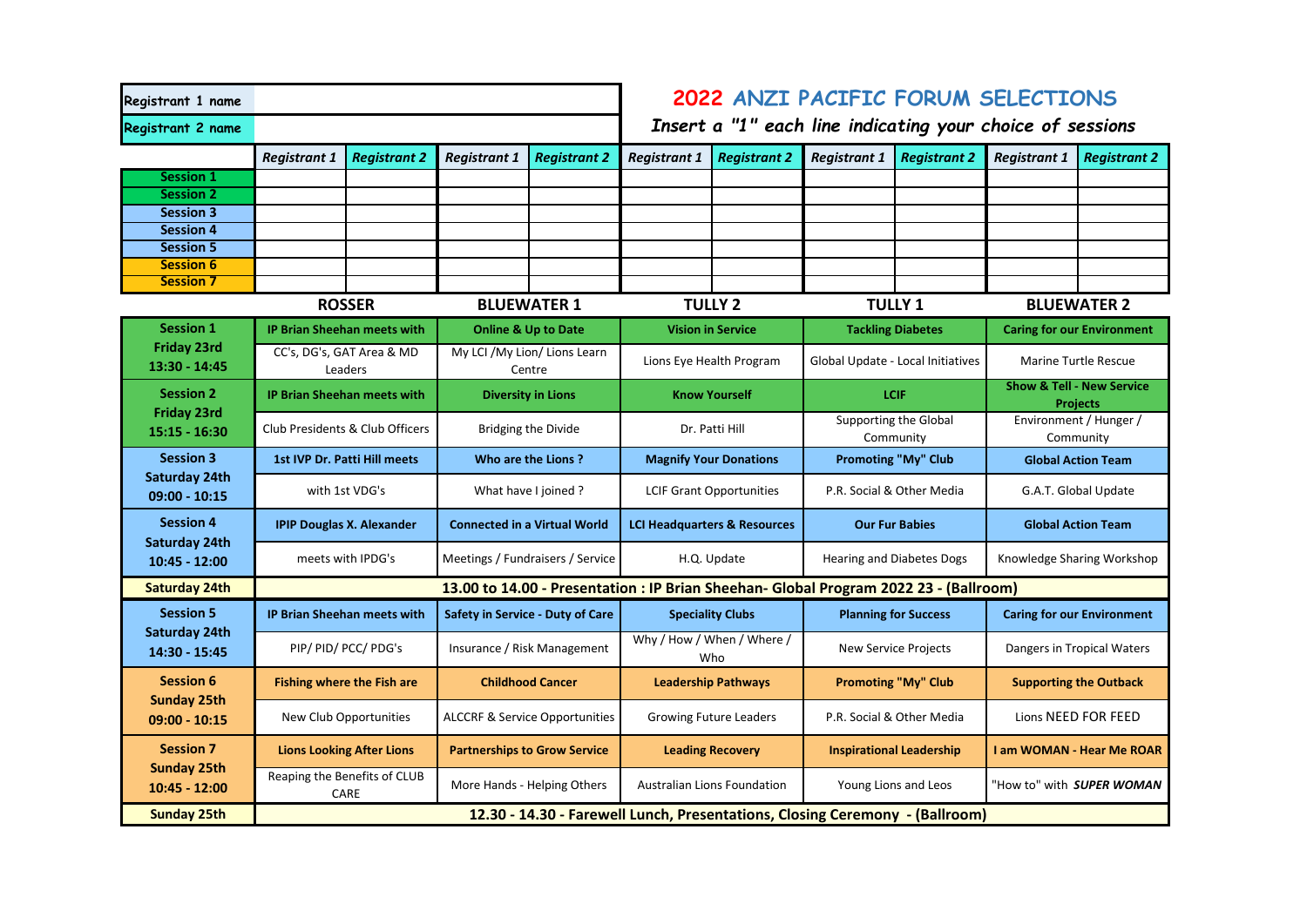| | |
|---|---|
| Registrant 1 name | |
| Registrant 2 name | |

# 2022 ANZI PACIFIC FORUM SELECTIONS

*Insert a "1" each line indicating your choice of sessions*

| | Registrant 1 | Registrant 2 | Registrant 1 | Registrant 2 | Registrant 1 | Registrant 2 | Registrant 1 | Registrant 2 | Registrant 1 | Registrant 2 |
|---|---|---|---|---|---|---|---|---|---|---|
| Session 1 | | | | | | | | | | |
| Session 2 | | | | | | | | | | |
| Session 3 | | | | | | | | | | |
| Session 4 | | | | | | | | | | |
| Session 5 | | | | | | | | | | |
| Session 6 | | | | | | | | | | |
| Session 7 | | | | | | | | | | |

| | ROSSER | BLUEWATER 1 | TULLY 2 | TULLY 1 | BLUEWATER 2 |
|---|---|---|---|---|---|
| **Session 1** Friday 23rd 13:30 - 14:45 | **IP Brian Sheehan meets with** | **Online & Up to Date** | **Vision in Service** | **Tackling Diabetes** | **Caring for our Environment** |
| | CC's, DG's, GAT Area & MD Leaders | My LCI /My Lion/ Lions Learn Centre | Lions Eye Health Program | Global Update - Local Initiatives | Marine Turtle Rescue |
| **Session 2** Friday 23rd 15:15 - 16:30 | **IP Brian Sheehan meets with** | **Diversity in Lions** | **Know Yourself** | **LCIF** | **Show & Tell - New Service Projects** |
| | Club Presidents & Club Officers | Bridging the Divide | Dr. Patti Hill | Supporting the Global Community | Environment / Hunger / Community |
| **Session 3** Saturday 24th 09:00 - 10:15 | **1st IVP Dr. Patti Hill meets** | **Who are the Lions ?** | **Magnify Your Donations** | **Promoting "My" Club** | **Global Action Team** |
| | with 1st VDG's | What have I joined ? | LCIF Grant Opportunities | P.R. Social & Other Media | G.A.T. Global Update |
| **Session 4** Saturday 24th 10:45 - 12:00 | **IPIP Douglas X. Alexander** | **Connected in a Virtual World** | **LCI Headquarters & Resources** | **Our Fur Babies** | **Global Action Team** |
| | meets with IPDG's | Meetings / Fundraisers / Service | H.Q. Update | Hearing and Diabetes Dogs | Knowledge Sharing Workshop |
| **Saturday 24th** | **13.00 to 14.00 - Presentation : IP Brian Sheehan- Global Program 2022 23 - (Ballroom)** | | | | |
| **Session 5** Saturday 24th 14:30 - 15:45 | **IP Brian Sheehan meets with** | **Safety in Service - Duty of Care** | **Speciality Clubs** | **Planning for Success** | **Caring for our Environment** |
| | PIP/ PID/ PCC/ PDG's | Insurance / Risk Management | Why / How / When / Where / Who | New Service Projects | Dangers in Tropical Waters |
| **Session 6** Sunday 25th 09:00 - 10:15 | **Fishing where the Fish are** | **Childhood Cancer** | **Leadership Pathways** | **Promoting "My" Club** | **Supporting the Outback** |
| | New Club Opportunities | ALCCRF & Service Opportunities | Growing Future Leaders | P.R. Social & Other Media | Lions NEED FOR FEED |
| **Session 7** Sunday 25th 10:45 - 12:00 | **Lions Looking After Lions** | **Partnerships to Grow Service** | **Leading Recovery** | **Inspirational Leadership** | **I am WOMAN - Hear Me ROAR** |
| | Reaping the Benefits of CLUB CARE | More Hands - Helping Others | Australian Lions Foundation | Young Lions and Leos | "How to" with ***SUPER WOMAN*** |
| **Sunday 25th** | **12.30 - 14.30 - Farewell Lunch, Presentations, Closing Ceremony - (Ballroom)** | | | | |